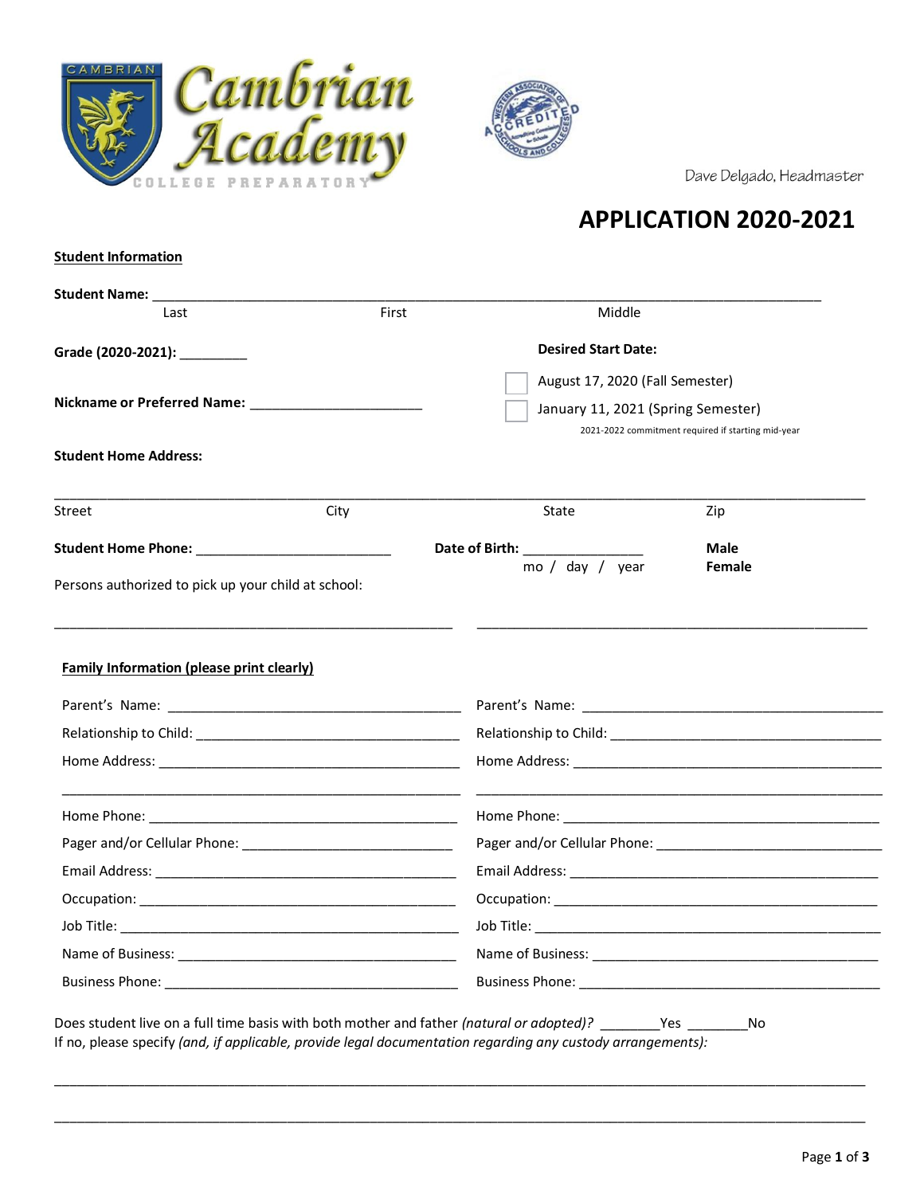Cambrian Academy
COLLEGE PREPARATORY

Dave Delgado, Headmaster

# APPLICATION 2020-2021

**Student Information**

**Student Name:** ______________________________________________________________________________
Last First Middle

**Grade (2020-2021):** _________

**Desired Start Date:**

☐ August 17, 2020 (Fall Semester)

☐ January 11, 2021 (Spring Semester)

2021-2022 commitment required if starting mid-year

**Nickname or Preferred Name:** ______________________

**Student Home Address:**

_______________________________________________________________________________________________
Street City State Zip

**Student Home Phone:** _________________________

**Date of Birth:** _______________
mo / day / year

**Male**
**Female**

Persons authorized to pick up your child at school:

__________________________________________________ __________________________________________________

**Family Information (please print clearly)**

Parent's Name: ______________________________________

Relationship to Child: _________________________________

Home Address: ______________________________________

_________________________________________________

Home Phone: ________________________________________

Pager and/or Cellular Phone: ____________________________

Email Address: ______________________________________

Occupation: _________________________________________

Job Title: ___________________________________________

Name of Business: ____________________________________

Business Phone: ______________________________________

Parent's Name: ______________________________________

Relationship to Child: _________________________________

Home Address: ______________________________________

_________________________________________________

Home Phone: ________________________________________

Pager and/or Cellular Phone: ____________________________

Email Address: ______________________________________

Occupation: _________________________________________

Job Title: ___________________________________________

Name of Business: ____________________________________

Business Phone: ______________________________________

Does student live on a full time basis with both mother and father *(natural or adopted)?* ________Yes ________No
If no, please specify *(and, if applicable, provide legal documentation regarding any custody arrangements):*

_______________________________________________________________________________________________

_______________________________________________________________________________________________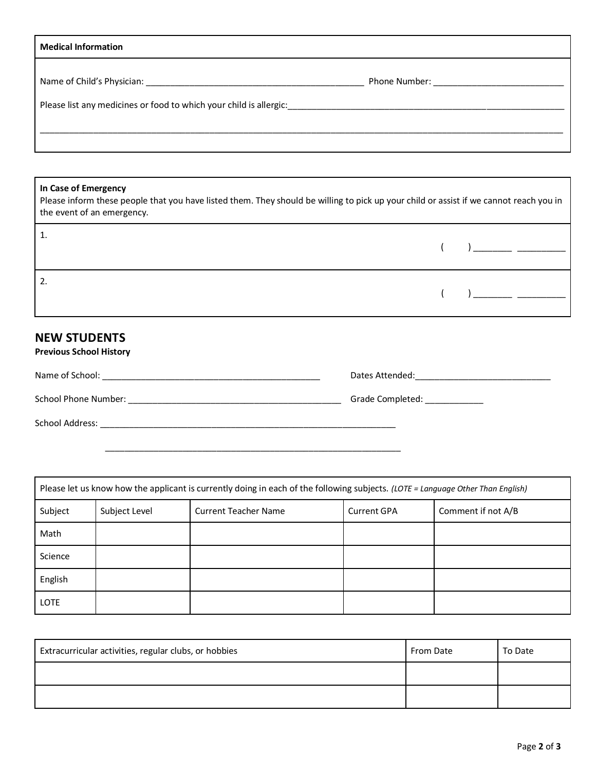| Medical Information |
|---|
| Name of Child's Physician: _______________________________________________ Phone Number: ___________________________ |
| Please list any medicines or food to which your child is allergic:_________________________________________________________ |
| ____________________________________________________________________________________________________________________ |

| In Case of Emergency<br>Please inform these people that you have listed them. They should be willing to pick up your child or assist if we cannot reach you in the event of an emergency. |
|---|
| 1. ( ) ________ __________ |
| 2. ( ) ________ __________ |

## NEW STUDENTS

**Previous School History**

Name of School: _______________________________________________ Dates Attended:_____________________________

School Phone Number: _______________________________________________ Grade Completed: ____________

School Address: _________________________________________________________________

_________________________________________________________________

| Please let us know how the applicant is currently doing in each of the following subjects. *(LOTE = Language Other Than English)* | | | | |
|---|---|---|---|---|
| Subject | Subject Level | Current Teacher Name | Current GPA | Comment if not A/B |
| Math | | | | |
| Science | | | | |
| English | | | | |
| LOTE | | | | |

| Extracurricular activities, regular clubs, or hobbies | From Date | To Date |
|---|---|---|
| | | |
| | | |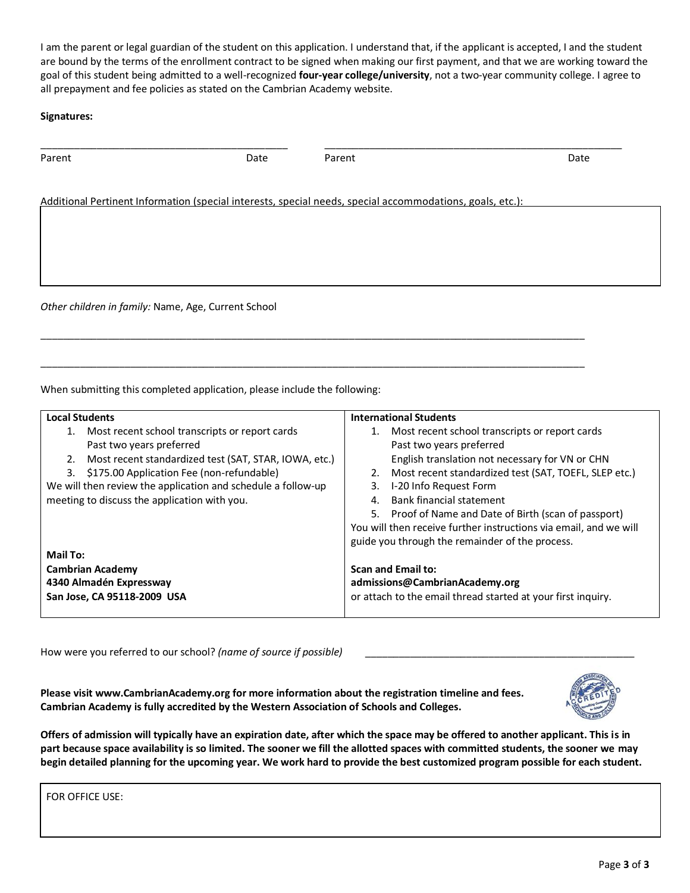I am the parent or legal guardian of the student on this application. I understand that, if the applicant is accepted, I and the student are bound by the terms of the enrollment contract to be signed when making our first payment, and that we are working toward the goal of this student being admitted to a well-recognized **four-year college/university**, not a two-year community college. I agree to all prepayment and fee policies as stated on the Cambrian Academy website.

**Signatures:**

_____________________________________________ _____________________________________________________

Parent Date Parent Date

Additional Pertinent Information (special interests, special needs, special accommodations, goals, etc.):

| |
|---|
| |

*Other children in family:* Name, Age, Current School

___________________________________________________________________________________________________

___________________________________________________________________________________________________

When submitting this completed application, please include the following:

| **Local Students** | **International Students** |
|---|---|
| 1. Most recent school transcripts or report cards<br>Past two years preferred<br>2. Most recent standardized test (SAT, STAR, IOWA, etc.)<br>3. $175.00 Application Fee (non-refundable)<br>We will then review the application and schedule a follow-up meeting to discuss the application with you. | 1. Most recent school transcripts or report cards<br>Past two years preferred<br>English translation not necessary for VN or CHN<br>2. Most recent standardized test (SAT, TOEFL, SLEP etc.)<br>3. I-20 Info Request Form<br>4. Bank financial statement<br>5. Proof of Name and Date of Birth (scan of passport)<br>You will then receive further instructions via email, and we will guide you through the remainder of the process. |
| **Mail To:**<br>**Cambrian Academy**<br>**4340 Almadén Expressway**<br>**San Jose, CA 95118-2009 USA** | **Scan and Email to:**<br>**admissions@CambrianAcademy.org**<br>or attach to the email thread started at your first inquiry. |

How were you referred to our school? *(name of source if possible)* _________________________________________________

**Please visit www.CambrianAcademy.org for more information about the registration timeline and fees.**
**Cambrian Academy is fully accredited by the Western Association of Schools and Colleges.**

**Offers of admission will typically have an expiration date, after which the space may be offered to another applicant. This is in part because space availability is so limited. The sooner we fill the allotted spaces with committed students, the sooner we may begin detailed planning for the upcoming year. We work hard to provide the best customized program possible for each student.**

| FOR OFFICE USE: |
|---|
| |